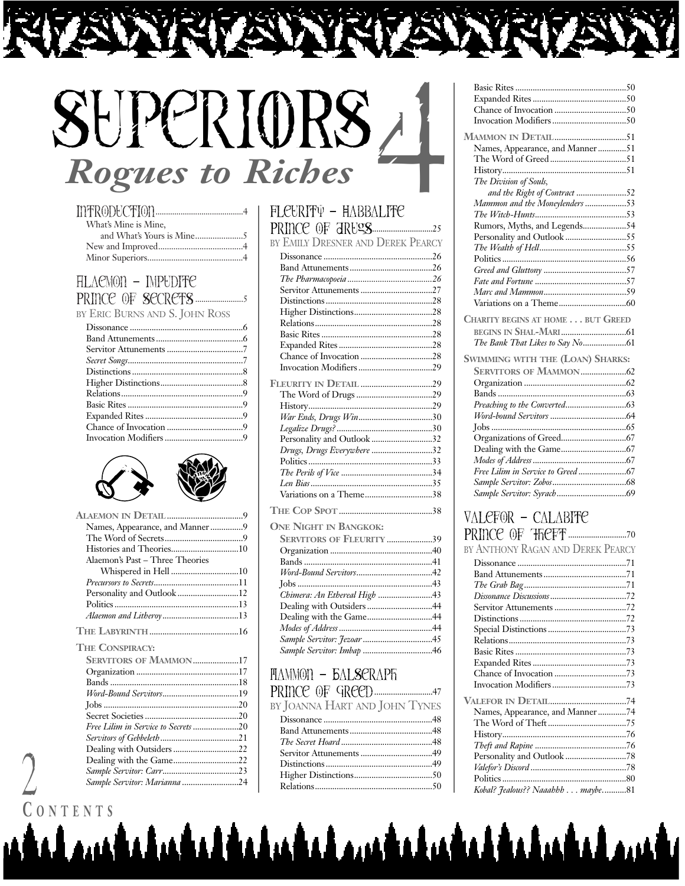# Superiors 4

## Rogues to Riches

## Introduction ....4
- What's Mine is Mine, and What's Yours is Mine ....5
- New and Improved ....4
- Minor Superiors ....4

## Alaemon – Impudite Prince of Secrets ....5

by Eric Burns and S. John Ross

- Dissonance ....6
- Band Attunements ....6
- Servitor Attunements ....7
- *Secret Songs* ....7
- Distinctions ....8
- Higher Distinctions ....8
- Relations ....9
- Basic Rites ....9
- Expanded Rites ....9
- Chance of Invocation ....9
- Invocation Modifiers ....9

**Alaemon in Detail** ....9
- Names, Appearance, and Manner ....9
- The Word of Secrets ....9
- Histories and Theories ....10
- Alaemon's Past – Three Theories Whispered in Hell ....10
- *Precursors to Secrets* ....11
- Personality and Outlook ....12
- Politics ....13
- *Alaemon and Litheroy* ....13

**The Labyrinth** ....16

**The Conspiracy: Servitors of Mammon** ....17
- Organization ....17
- Bands ....18
- *Word-Bound Servitors* ....19
- Jobs ....20
- Secret Societies ....20
- *Free Lilim in Service to Secrets* ....20
- *Servitors of Gebbeleth* ....21
- Dealing with Outsiders ....22
- Dealing with the Game ....22
- *Sample Servitor: Carr* ....23
- *Sample Servitor: Marianna* ....24

## Fleurity – Habbalite Prince of Drugs ....25

by Emily Dresner and Derek Pearcy

- Dissonance ....26
- Band Attunements ....26
- *The Pharmacopoeia* ....26
- Servitor Attunements ....27
- Distinctions ....28
- Higher Distinctions ....28
- Relations ....28
- Basic Rites ....28
- Expanded Rites ....28
- Chance of Invocation ....28
- Invocation Modifiers ....29

**Fleurity in Detail** ....29
- The Word of Drugs ....29
- History ....29
- *War Ends, Drugs Win* ....30
- *Legalize Drugs?* ....30
- Personality and Outlook ....32
- *Drugs, Drugs Everywhere* ....32
- Politics ....33
- *The Perils of Vice* ....34
- *Len Bias* ....35
- Variations on a Theme ....38

**The Cop Spot** ....38

**One Night in Bangkok: Servitors of Fleurity** ....39
- Organization ....40
- Bands ....41
- *Word-Bound Servitors* ....42
- Jobs ....43
- *Chimera: An Ethereal High* ....43
- Dealing with Outsiders ....44
- Dealing with the Game ....44
- *Modes of Address* ....44
- *Sample Servitor: Jezoar* ....45
- *Sample Servitor: Imbap* ....46

## Mammon – Balseraph Prince of Greed ....47

by Joanna Hart and John Tynes

- Dissonance ....48
- Band Attunements ....48
- *The Secret Hoard* ....48
- Servitor Attunements ....49
- Distinctions ....49
- Higher Distinctions ....50
- Relations ....50
- Basic Rites ....50
- Expanded Rites ....50
- Chance of Invocation ....50
- Invocation Modifiers ....50

**Mammon in Detail** ....51
- Names, Appearance, and Manner ....51
- The Word of Greed ....51
- History ....51
- *The Division of Souls, and the Right of Contract* ....52
- *Mammon and the Moneylenders* ....53
- *The Witch-Hunts* ....53
- Rumors, Myths, and Legends ....54
- Personality and Outlook ....55
- *The Wealth of Hell* ....55
- Politics ....56
- *Greed and Gluttony* ....57
- *Fate and Fortune* ....57
- *Marc and Mammon* ....59
- Variations on a Theme ....60

**Charity begins at home . . . but Greed begins in Shal-Mari** ....61
- *The Bank That Likes to Say No* ....61

**Swimming with the (Loan) Sharks: Servitors of Mammon** ....62
- Organization ....62
- Bands ....63
- *Preaching to the Converted* ....63
- *Word-bound Servitors* ....64
- Jobs ....65
- Organizations of Greed ....67
- Dealing with the Game ....67
- *Modes of Address* ....67
- *Free Lilim in Service to Greed* ....67
- *Sample Servitor: Zobos* ....68
- *Sample Servitor: Syrach* ....69

## Valefor – Calabite Prince of Theft ....70

by Anthony Ragan and Derek Pearcy

- Dissonance ....71
- Band Attunements ....71
- *The Grab Bag* ....71
- *Dissonance Discussions* ....72
- Servitor Attunements ....72
- Distinctions ....72
- Special Distinctions ....73
- Relations ....73
- Basic Rites ....73
- Expanded Rites ....73
- Chance of Invocation ....73
- Invocation Modifiers ....73

**Valefor in Detail** ....74
- Names, Appearance, and Manner ....74
- The Word of Theft ....75
- History ....76
- *Theft and Rapine* ....76
- Personality and Outlook ....78
- *Valefor's Discord* ....78
- Politics ....80
- *Kobal? Jealous?? Naaahhh . . . maybe* ....81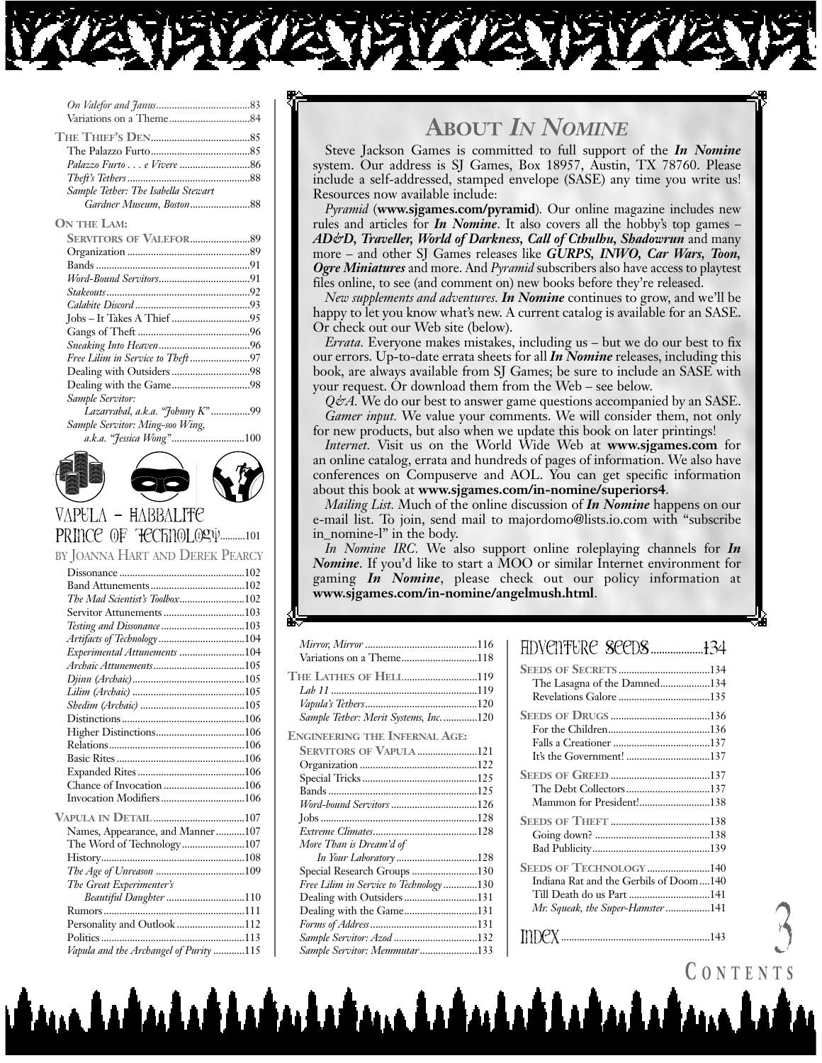*On Valefor and Janus* ........83
Variations on a Theme ........84

**The Thief's Den** ........85
The Palazzo Furto ........85
*Palazzo Furto . . . e Vivere* ........86
*Theft's Tethers* ........88
*Sample Tether: The Isabella Stewart Gardner Museum, Boston* ........88

**On the Lam: Servitors of Valefor** ........89
Organization ........89
Bands ........91
*Word-Bound Servitors* ........91
*Stakeouts* ........92
*Calabite Discord* ........93
Jobs – It Takes A Thief ........95
Gangs of Theft ........96
*Sneaking Into Heaven* ........96
*Free Lilim in Service to Theft* ........97
Dealing with Outsiders ........98
Dealing with the Game ........98
*Sample Servitor: Lazarrabal, a.k.a. "Johnny K"* ........99
*Sample Servitor: Ming-soo Wing, a.k.a. "Jessica Wong"* ........100

## Vapula – Habbalite Prince of Technology ........101

By Joanna Hart and Derek Pearcy

Dissonance ........102
Band Attunements ........102
*The Mad Scientist's Toolbox* ........102
Servitor Attunements ........103
*Testing and Dissonance* ........103
*Artifacts of Technology* ........104
*Experimental Attunements* ........104
*Archaic Attunements* ........105
*Djinn (Archaic)* ........105
*Lilim (Archaic)* ........105
*Shedim (Archaic)* ........105
Distinctions ........106
Higher Distinctions ........106
Relations ........106
Basic Rites ........106
Expanded Rites ........106
Chance of Invocation ........106
Invocation Modifiers ........106

**Vapula in Detail** ........107
Names, Appearance, and Manner ........107
The Word of Technology ........107
History ........108
*The Age of Unreason* ........109
*The Great Experimenter's Beautiful Daughter* ........110
Rumors ........111
Personality and Outlook ........112
Politics ........113
*Vapula and the Archangel of Purity* ........115
*Mirror, Mirror* ........116
Variations on a Theme ........118

**The Lathes of Hell** ........119
*Lab 11* ........119
*Vapula's Tethers* ........120
*Sample Tether: Merit Systems, Inc.* ........120

**Engineering the Infernal Age: Servitors of Vapula** ........121
Organization ........122
Special Tricks ........125
Bands ........125
*Word-bound Servitors* ........126
Jobs ........128
*Extreme Climates* ........128
*More Than is Dream'd of In Your Laboratory* ........128
Special Research Groups ........130
*Free Lilim in Service to Technology* ........130
Dealing with Outsiders ........131
Dealing with the Game ........131
*Forms of Address* ........131
*Sample Servitor: Azod* ........132
*Sample Servitor: Memmutar* ........133

## Adventure Seeds ........134

**Seeds of Secrets** ........134
The Lasagna of the Damned ........134
Revelations Galore ........135

**Seeds of Drugs** ........136
For the Children ........136
Falls a Creationer ........137
It's the Government! ........137

**Seeds of Greed** ........137
The Debt Collectors ........137
Mammon for President! ........138

**Seeds of Theft** ........138
Going down? ........138
Bad Publicity ........139

**Seeds of Technology** ........140
Indiana Rat and the Gerbils of Doom ........140
Till Death do us Part ........141
*Mr. Squeak, the Super-Hamster* ........141

## Index ........143

## About *In Nomine*

Steve Jackson Games is committed to full support of the ***In Nomine*** system. Our address is SJ Games, Box 18957, Austin, TX 78760. Please include a self-addressed, stamped envelope (SASE) any time you write us! Resources now available include:

*Pyramid* (**www.sjgames.com/pyramid**). Our online magazine includes new rules and articles for ***In Nomine***. It also covers all the hobby's top games – ***AD&D, Traveller, World of Darkness, Call of Cthulhu, Shadowrun*** and many more – and other SJ Games releases like ***GURPS, INWO, Car Wars, Toon, Ogre Miniatures*** and more. And *Pyramid* subscribers also have access to playtest files online, to see (and comment on) new books before they're released.

*New supplements and adventures.* ***In Nomine*** continues to grow, and we'll be happy to let you know what's new. A current catalog is available for an SASE. Or check out our Web site (below).

*Errata.* Everyone makes mistakes, including us – but we do our best to fix our errors. Up-to-date errata sheets for all ***In Nomine*** releases, including this book, are always available from SJ Games; be sure to include an SASE with your request. Or download them from the Web – see below.

*Q&A.* We do our best to answer game questions accompanied by an SASE.

*Gamer input.* We value your comments. We will consider them, not only for new products, but also when we update this book on later printings!

*Internet.* Visit us on the World Wide Web at **www.sjgames.com** for an online catalog, errata and hundreds of pages of information. We also have conferences on Compuserve and AOL. You can get specific information about this book at **www.sjgames.com/in-nomine/superiors4**.

*Mailing List.* Much of the online discussion of ***In Nomine*** happens on our e-mail list. To join, send mail to majordomo@lists.io.com with "subscribe in_nomine-l" in the body.

*In Nomine IRC.* We also support online roleplaying channels for ***In Nomine***. If you'd like to start a MOO or similar Internet environment for gaming ***In Nomine***, please check out our policy information at **www.sjgames.com/in-nomine/angelmush.html**.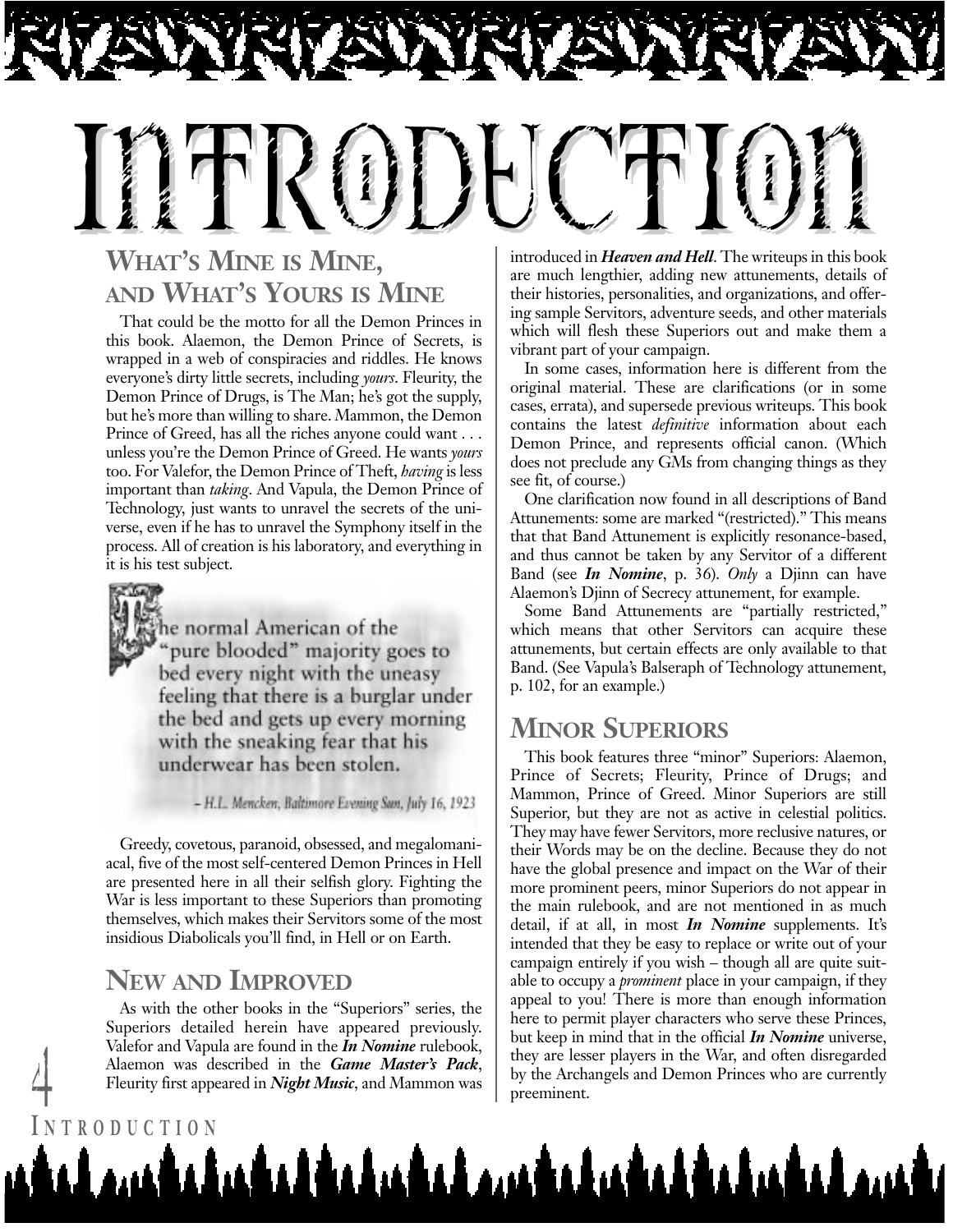# INTRODUCTION

## WHAT'S MINE IS MINE, AND WHAT'S YOURS IS MINE

That could be the motto for all the Demon Princes in this book. Alaemon, the Demon Prince of Secrets, is wrapped in a web of conspiracies and riddles. He knows everyone's dirty little secrets, including *yours*. Fleurity, the Demon Prince of Drugs, is The Man; he's got the supply, but he's more than willing to share. Mammon, the Demon Prince of Greed, has all the riches anyone could want . . . unless you're the Demon Prince of Greed. He wants *yours* too. For Valefor, the Demon Prince of Theft, *having* is less important than *taking*. And Vapula, the Demon Prince of Technology, just wants to unravel the secrets of the universe, even if he has to unravel the Symphony itself in the process. All of creation is his laboratory, and everything in it is his test subject.

> The normal American of the "pure blooded" majority goes to bed every night with the uneasy feeling that there is a burglar under the bed and gets up every morning with the sneaking fear that his underwear has been stolen.
>
> – H.L. Mencken, Baltimore Evening Sun, July 16, 1923

Greedy, covetous, paranoid, obsessed, and megalomaniacal, five of the most self-centered Demon Princes in Hell are presented here in all their selfish glory. Fighting the War is less important to these Superiors than promoting themselves, which makes their Servitors some of the most insidious Diabolicals you'll find, in Hell or on Earth.

## NEW AND IMPROVED

As with the other books in the "Superiors" series, the Superiors detailed herein have appeared previously. Valefor and Vapula are found in the ***In Nomine*** rulebook, Alaemon was described in the ***Game Master's Pack***, Fleurity first appeared in ***Night Music***, and Mammon was introduced in ***Heaven and Hell***. The writeups in this book are much lengthier, adding new attunements, details of their histories, personalities, and organizations, and offering sample Servitors, adventure seeds, and other materials which will flesh these Superiors out and make them a vibrant part of your campaign.

In some cases, information here is different from the original material. These are clarifications (or in some cases, errata), and supersede previous writeups. This book contains the latest *definitive* information about each Demon Prince, and represents official canon. (Which does not preclude any GMs from changing things as they see fit, of course.)

One clarification now found in all descriptions of Band Attunements: some are marked "(restricted)." This means that that Band Attunement is explicitly resonance-based, and thus cannot be taken by any Servitor of a different Band (see ***In Nomine***, p. 36). *Only* a Djinn can have Alaemon's Djinn of Secrecy attunement, for example.

Some Band Attunements are "partially restricted," which means that other Servitors can acquire these attunements, but certain effects are only available to that Band. (See Vapula's Balseraph of Technology attunement, p. 102, for an example.)

## MINOR SUPERIORS

This book features three "minor" Superiors: Alaemon, Prince of Secrets; Fleurity, Prince of Drugs; and Mammon, Prince of Greed. Minor Superiors are still Superior, but they are not as active in celestial politics. They may have fewer Servitors, more reclusive natures, or their Words may be on the decline. Because they do not have the global presence and impact on the War of their more prominent peers, minor Superiors do not appear in the main rulebook, and are not mentioned in as much detail, if at all, in most ***In Nomine*** supplements. It's intended that they be easy to replace or write out of your campaign entirely if you wish – though all are quite suitable to occupy a *prominent* place in your campaign, if they appeal to you! There is more than enough information here to permit player characters who serve these Princes, but keep in mind that in the official ***In Nomine*** universe, they are lesser players in the War, and often disregarded by the Archangels and Demon Princes who are currently preeminent.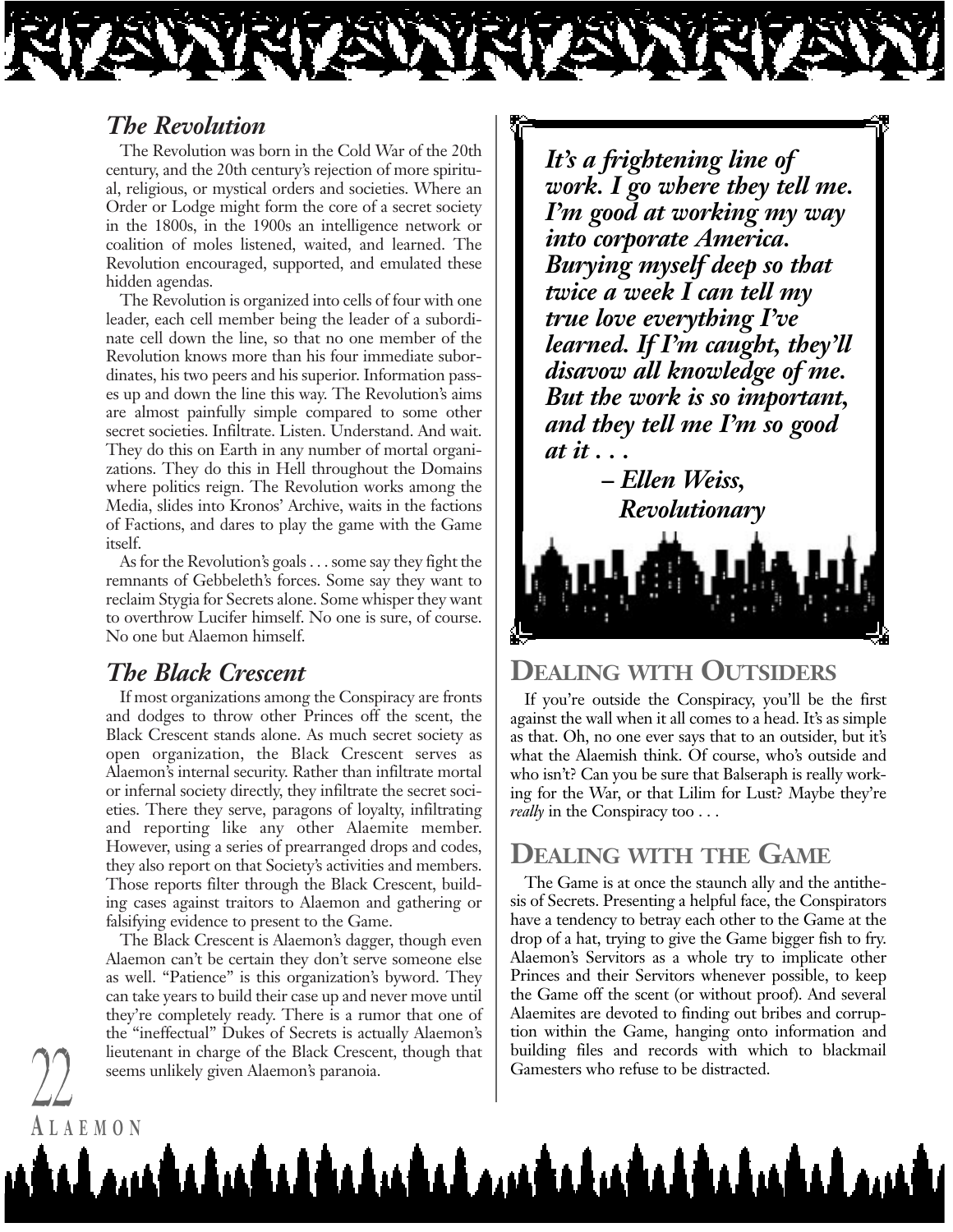### *The Revolution*

The Revolution was born in the Cold War of the 20th century, and the 20th century's rejection of more spiritual, religious, or mystical orders and societies. Where an Order or Lodge might form the core of a secret society in the 1800s, in the 1900s an intelligence network or coalition of moles listened, waited, and learned. The Revolution encouraged, supported, and emulated these hidden agendas.

The Revolution is organized into cells of four with one leader, each cell member being the leader of a subordinate cell down the line, so that no one member of the Revolution knows more than his four immediate subordinates, his two peers and his superior. Information passes up and down the line this way. The Revolution's aims are almost painfully simple compared to some other secret societies. Infiltrate. Listen. Understand. And wait. They do this on Earth in any number of mortal organizations. They do this in Hell throughout the Domains where politics reign. The Revolution works among the Media, slides into Kronos' Archive, waits in the factions of Factions, and dares to play the game with the Game itself.

As for the Revolution's goals . . . some say they fight the remnants of Gebbeleth's forces. Some say they want to reclaim Stygia for Secrets alone. Some whisper they want to overthrow Lucifer himself. No one is sure, of course. No one but Alaemon himself.

### *The Black Crescent*

If most organizations among the Conspiracy are fronts and dodges to throw other Princes off the scent, the Black Crescent stands alone. As much secret society as open organization, the Black Crescent serves as Alaemon's internal security. Rather than infiltrate mortal or infernal society directly, they infiltrate the secret societies. There they serve, paragons of loyalty, infiltrating and reporting like any other Alaemite member. However, using a series of prearranged drops and codes, they also report on that Society's activities and members. Those reports filter through the Black Crescent, building cases against traitors to Alaemon and gathering or falsifying evidence to present to the Game.

The Black Crescent is Alaemon's dagger, though even Alaemon can't be certain they don't serve someone else as well. "Patience" is this organization's byword. They can take years to build their case up and never move until they're completely ready. There is a rumor that one of the "ineffectual" Dukes of Secrets is actually Alaemon's lieutenant in charge of the Black Crescent, though that seems unlikely given Alaemon's paranoia.

***It's a frightening line of work. I go where they tell me. I'm good at working my way into corporate America. Burying myself deep so that twice a week I can tell my true love everything I've learned. If I'm caught, they'll disavow all knowledge of me. But the work is so important, and they tell me I'm so good at it . . .***

***– Ellen Weiss, Revolutionary***

## Dealing with Outsiders

If you're outside the Conspiracy, you'll be the first against the wall when it all comes to a head. It's as simple as that. Oh, no one ever says that to an outsider, but it's what the Alaemish think. Of course, who's outside and who isn't? Can you be sure that Balseraph is really working for the War, or that Lilim for Lust? Maybe they're *really* in the Conspiracy too . . .

## Dealing with the Game

The Game is at once the staunch ally and the antithesis of Secrets. Presenting a helpful face, the Conspirators have a tendency to betray each other to the Game at the drop of a hat, trying to give the Game bigger fish to fry. Alaemon's Servitors as a whole try to implicate other Princes and their Servitors whenever possible, to keep the Game off the scent (or without proof). And several Alaemites are devoted to finding out bribes and corruption within the Game, hanging onto information and building files and records with which to blackmail Gamesters who refuse to be distracted.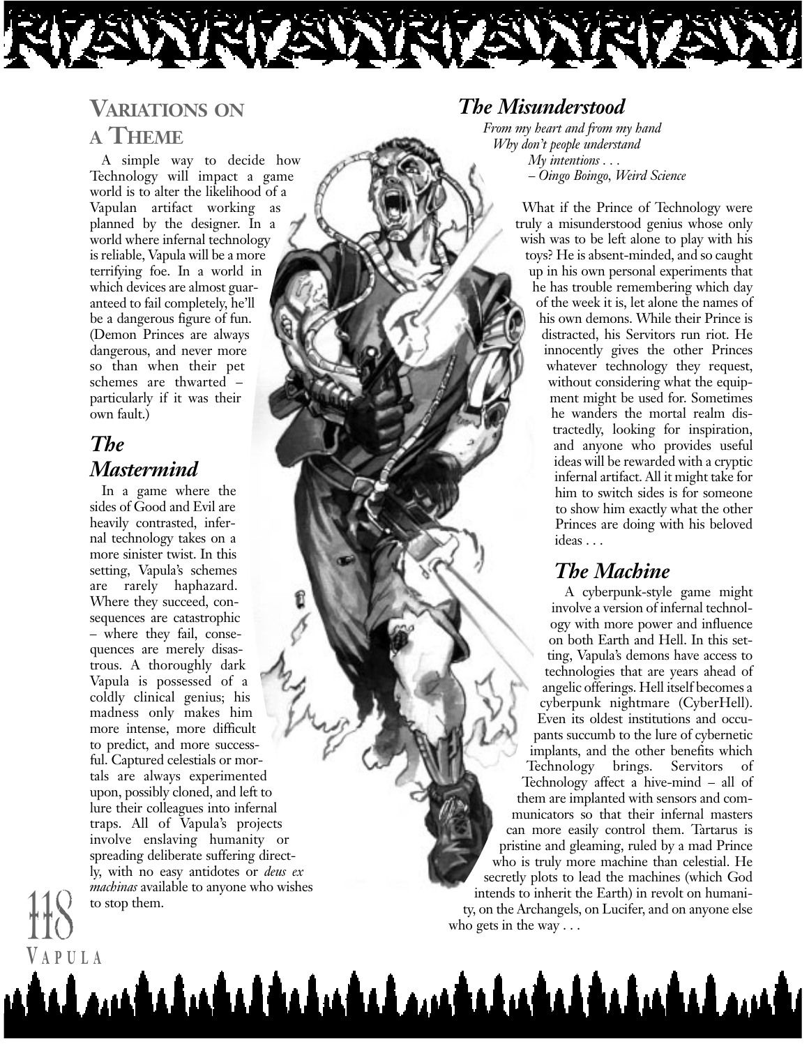## Variations on a Theme

A simple way to decide how Technology will impact a game world is to alter the likelihood of a Vapulan artifact working as planned by the designer. In a world where infernal technology is reliable, Vapula will be a more terrifying foe. In a world in which devices are almost guaranteed to fail completely, he'll be a dangerous figure of fun. (Demon Princes are always dangerous, and never more so than when their pet schemes are thwarted – particularly if it was their own fault.)

### *The Mastermind*

In a game where the sides of Good and Evil are heavily contrasted, infernal technology takes on a more sinister twist. In this setting, Vapula's schemes are rarely haphazard. Where they succeed, consequences are catastrophic – where they fail, consequences are merely disastrous. A thoroughly dark Vapula is possessed of a coldly clinical genius; his madness only makes him more intense, more difficult to predict, and more successful. Captured celestials or mortals are always experimented upon, possibly cloned, and left to lure their colleagues into infernal traps. All of Vapula's projects involve enslaving humanity or spreading deliberate suffering directly, with no easy antidotes or *deus ex machinas* available to anyone who wishes to stop them.

### *The Misunderstood*

*From my heart and from my hand*
*Why don't people understand*
*My intentions . . .*
*– Oingo Boingo, Weird Science*

What if the Prince of Technology were truly a misunderstood genius whose only wish was to be left alone to play with his toys? He is absent-minded, and so caught up in his own personal experiments that he has trouble remembering which day of the week it is, let alone the names of his own demons. While their Prince is distracted, his Servitors run riot. He innocently gives the other Princes whatever technology they request, without considering what the equipment might be used for. Sometimes he wanders the mortal realm distractedly, looking for inspiration, and anyone who provides useful ideas will be rewarded with a cryptic infernal artifact. All it might take for him to switch sides is for someone to show him exactly what the other Princes are doing with his beloved ideas . . .

### *The Machine*

A cyberpunk-style game might involve a version of infernal technology with more power and influence on both Earth and Hell. In this setting, Vapula's demons have access to technologies that are years ahead of angelic offerings. Hell itself becomes a cyberpunk nightmare (CyberHell). Even its oldest institutions and occupants succumb to the lure of cybernetic implants, and the other benefits which Technology brings. Servitors of Technology affect a hive-mind – all of them are implanted with sensors and communicators so that their infernal masters can more easily control them. Tartarus is pristine and gleaming, ruled by a mad Prince who is truly more machine than celestial. He secretly plots to lead the machines (which God intends to inherit the Earth) in revolt on humanity, on the Archangels, on Lucifer, and on anyone else who gets in the way . . .